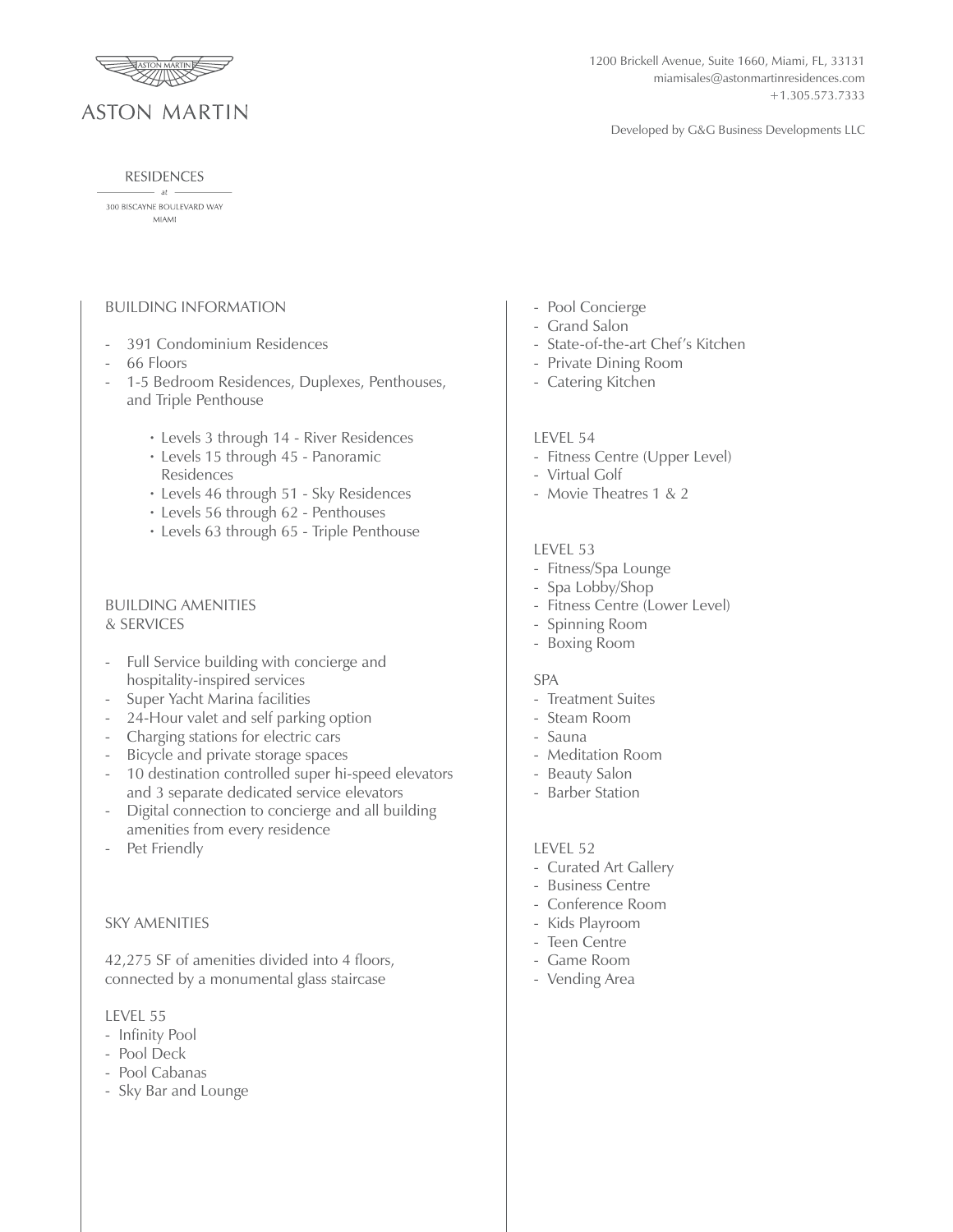# ASTON MARTIN

1200 Brickell Avenue, Suite 1660, Miami, FL, 33131
miamisales@astonmartinresidences.com
+1.305.573.7333

Developed by G&G Business Developments LLC

RESIDENCES
at
300 BISCAYNE BOULEVARD WAY
MIAMI

## BUILDING INFORMATION

- 391 Condominium Residences
- 66 Floors
- 1-5 Bedroom Residences, Duplexes, Penthouses, and Triple Penthouse
  - Levels 3 through 14 - River Residences
  - Levels 15 through 45 - Panoramic Residences
  - Levels 46 through 51 - Sky Residences
  - Levels 56 through 62 - Penthouses
  - Levels 63 through 65 - Triple Penthouse

## BUILDING AMENITIES & SERVICES

- Full Service building with concierge and hospitality-inspired services
- Super Yacht Marina facilities
- 24-Hour valet and self parking option
- Charging stations for electric cars
- Bicycle and private storage spaces
- 10 destination controlled super hi-speed elevators and 3 separate dedicated service elevators
- Digital connection to concierge and all building amenities from every residence
- Pet Friendly

## SKY AMENITIES

42,275 SF of amenities divided into 4 floors, connected by a monumental glass staircase

### LEVEL 55

- Infinity Pool
- Pool Deck
- Pool Cabanas
- Sky Bar and Lounge
- Pool Concierge
- Grand Salon
- State-of-the-art Chef's Kitchen
- Private Dining Room
- Catering Kitchen

### LEVEL 54

- Fitness Centre (Upper Level)
- Virtual Golf
- Movie Theatres 1 & 2

### LEVEL 53

- Fitness/Spa Lounge
- Spa Lobby/Shop
- Fitness Centre (Lower Level)
- Spinning Room
- Boxing Room

### SPA

- Treatment Suites
- Steam Room
- Sauna
- Meditation Room
- Beauty Salon
- Barber Station

### LEVEL 52

- Curated Art Gallery
- Business Centre
- Conference Room
- Kids Playroom
- Teen Centre
- Game Room
- Vending Area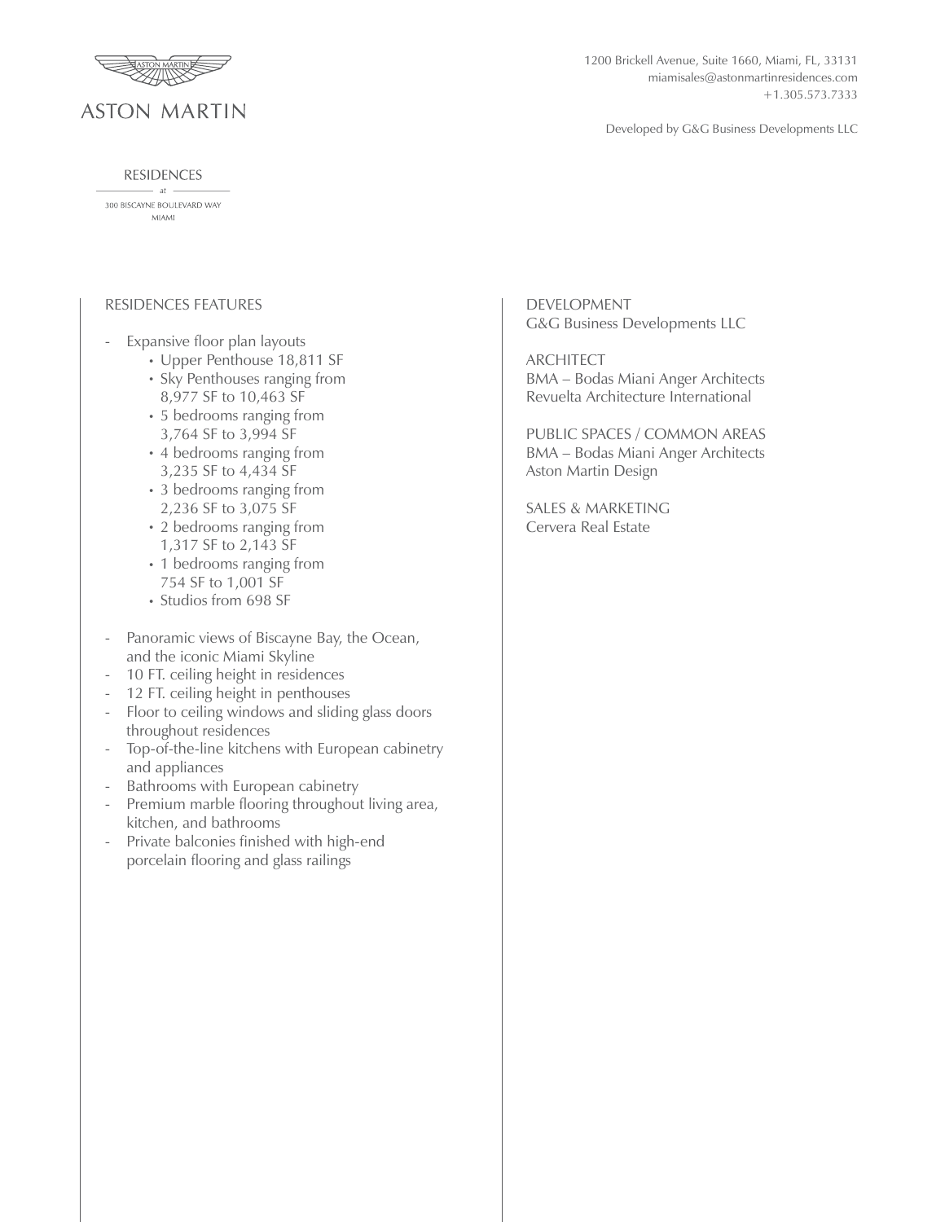ASTON MARTIN

RESIDENCES
at
300 BISCAYNE BOULEVARD WAY
MIAMI

1200 Brickell Avenue, Suite 1660, Miami, FL, 33131
miamisales@astonmartinresidences.com
+1.305.573.7333

Developed by G&G Business Developments LLC

## RESIDENCES FEATURES

- Expansive floor plan layouts
  - Upper Penthouse 18,811 SF
  - Sky Penthouses ranging from 8,977 SF to 10,463 SF
  - 5 bedrooms ranging from 3,764 SF to 3,994 SF
  - 4 bedrooms ranging from 3,235 SF to 4,434 SF
  - 3 bedrooms ranging from 2,236 SF to 3,075 SF
  - 2 bedrooms ranging from 1,317 SF to 2,143 SF
  - 1 bedrooms ranging from 754 SF to 1,001 SF
  - Studios from 698 SF
- Panoramic views of Biscayne Bay, the Ocean, and the iconic Miami Skyline
- 10 FT. ceiling height in residences
- 12 FT. ceiling height in penthouses
- Floor to ceiling windows and sliding glass doors throughout residences
- Top-of-the-line kitchens with European cabinetry and appliances
- Bathrooms with European cabinetry
- Premium marble flooring throughout living area, kitchen, and bathrooms
- Private balconies finished with high-end porcelain flooring and glass railings

## DEVELOPMENT
G&G Business Developments LLC

## ARCHITECT
BMA – Bodas Miani Anger Architects
Revuelta Architecture International

## PUBLIC SPACES / COMMON AREAS
BMA – Bodas Miani Anger Architects
Aston Martin Design

## SALES & MARKETING
Cervera Real Estate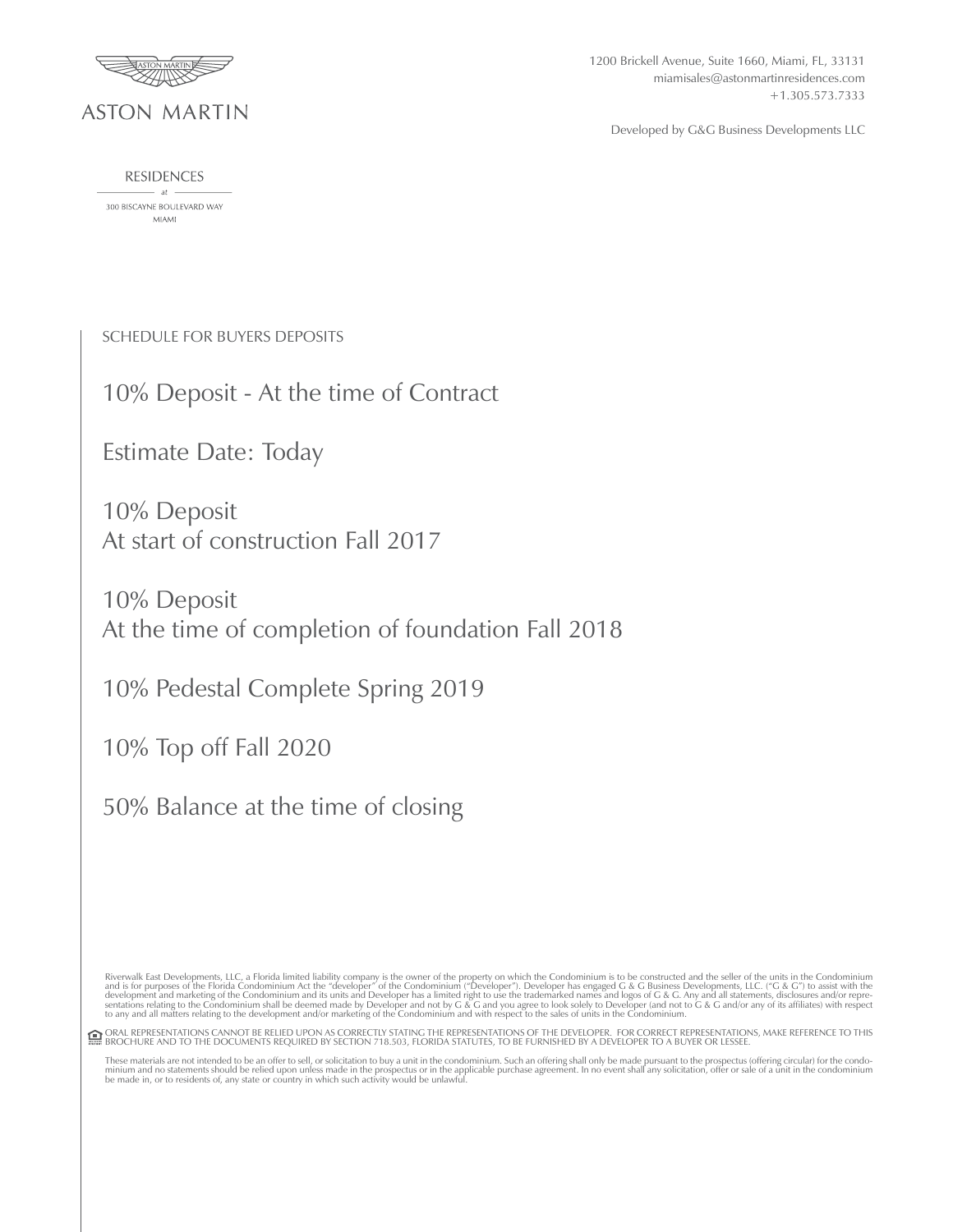ASTON MARTIN

RESIDENCES
at
300 BISCAYNE BOULEVARD WAY
MIAMI

1200 Brickell Avenue, Suite 1660, Miami, FL, 33131
miamisales@astonmartinresidences.com
+1.305.573.7333

Developed by G&G Business Developments LLC

SCHEDULE FOR BUYERS DEPOSITS

10% Deposit - At the time of Contract

Estimate Date: Today

10% Deposit
At start of construction Fall 2017

10% Deposit
At the time of completion of foundation Fall 2018

10% Pedestal Complete Spring 2019

10% Top off Fall 2020

50% Balance at the time of closing

Riverwalk East Developments, LLC, a Florida limited liability company is the owner of the property on which the Condominium is to be constructed and the seller of the units in the Condominium and is for purposes of the Florida Condominium Act the "developer" of the Condominium ("Developer"). Developer has engaged G & G Business Developments, LLC. ("G & G") to assist with the development and marketing of the Condominium and its units and Developer has a limited right to use the trademarked names and logos of G & G. Any and all statements, disclosures and/or representations relating to the Condominium shall be deemed made by Developer and not by G & G and you agree to look solely to Developer (and not to G & G and/or any of its affiliates) with respect to any and all matters relating to the development and/or marketing of the Condominium and with respect to the sales of units in the Condominium.

ORAL REPRESENTATIONS CANNOT BE RELIED UPON AS CORRECTLY STATING THE REPRESENTATIONS OF THE DEVELOPER. FOR CORRECT REPRESENTATIONS, MAKE REFERENCE TO THIS BROCHURE AND TO THE DOCUMENTS REQUIRED BY SECTION 718.503, FLORIDA STATUTES, TO BE FURNISHED BY A DEVELOPER TO A BUYER OR LESSEE.

These materials are not intended to be an offer to sell, or solicitation to buy a unit in the condominium. Such an offering shall only be made pursuant to the prospectus (offering circular) for the condominium and no statements should be relied upon unless made in the prospectus or in the applicable purchase agreement. In no event shall any solicitation, offer or sale of a unit in the condominium be made in, or to residents of, any state or country in which such activity would be unlawful.